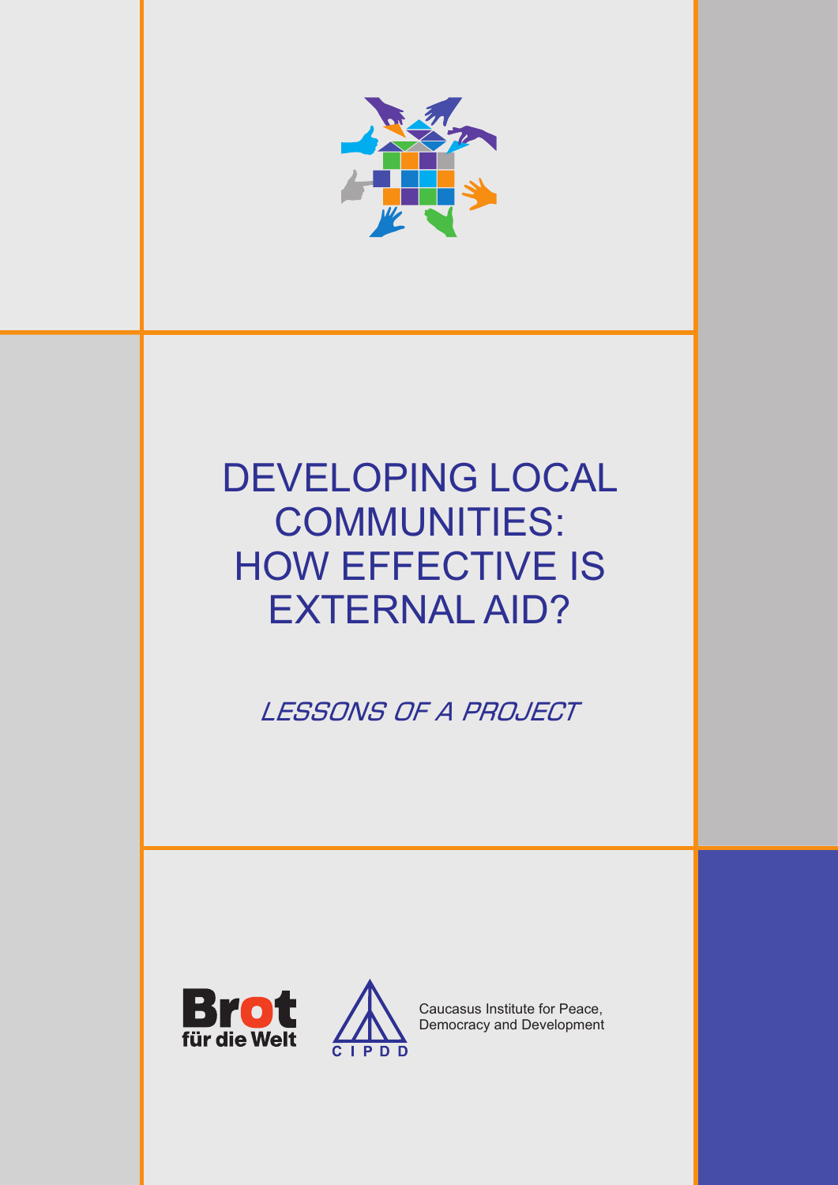# DEVELOPING LOCAL COMMUNITIES: HOW EFFECTIVE IS EXTERNAL AID?

*LESSONS OF A PROJECT*

Brot für die Welt

CIPDD

Caucasus Institute for Peace, Democracy and Development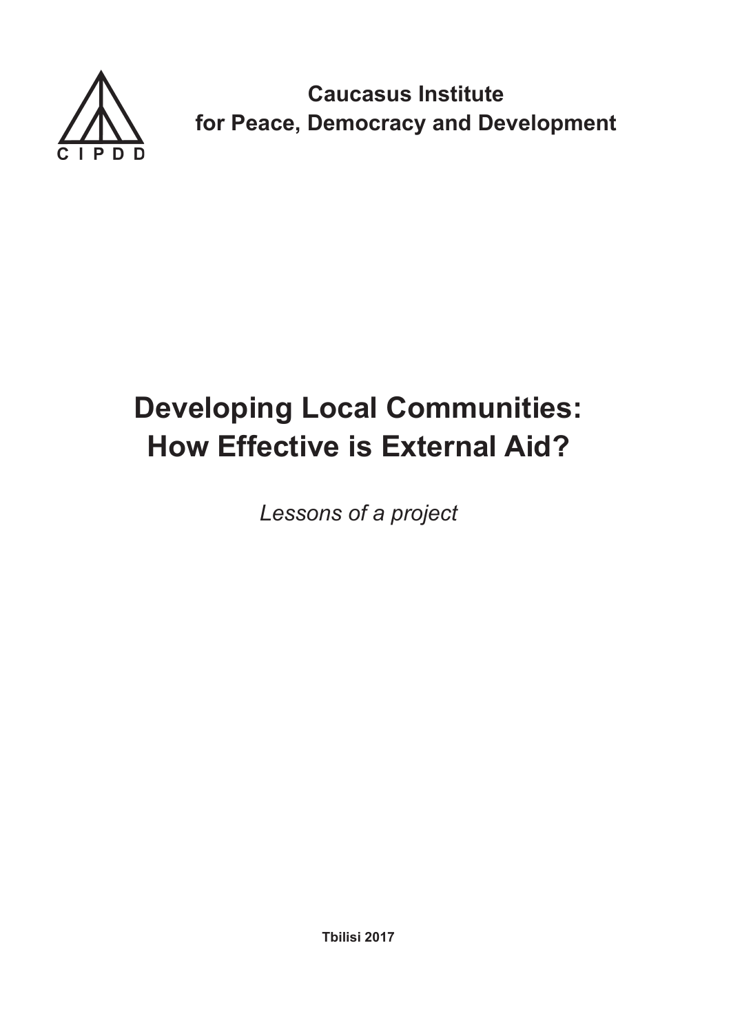**Caucasus Institute for Peace, Democracy and Development**

C I P D D

# Developing Local Communities: How Effective is External Aid?

*Lessons of a project*

**Tbilisi 2017**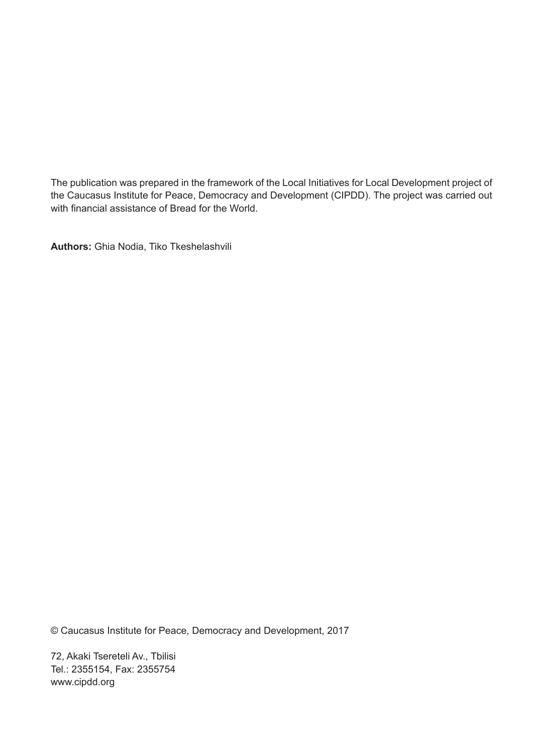The publication was prepared in the framework of the Local Initiatives for Local Development project of the Caucasus Institute for Peace, Democracy and Development (CIPDD). The project was carried out with financial assistance of Bread for the World.

**Authors:** Ghia Nodia, Tiko Tkeshelashvili

© Caucasus Institute for Peace, Democracy and Development, 2017

72, Akaki Tsereteli Av., Tbilisi
Tel.: 2355154, Fax: 2355754
www.cipdd.org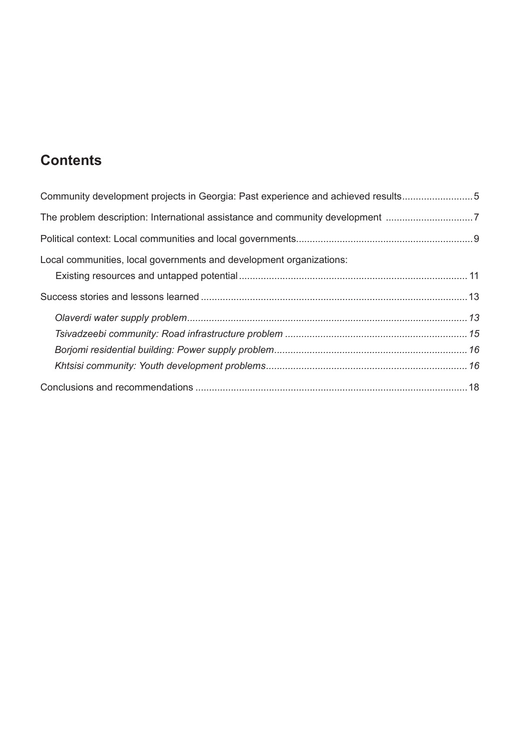## Contents

Community development projects in Georgia: Past experience and achieved results .......................... 5

The problem description: International assistance and community development ................................ 7

Political context: Local communities and local governments ................................................................ 9

Local communities, local governments and development organizations:
Existing resources and untapped potential .................................................................................... 11

Success stories and lessons learned ................................................................................................. 13

- *Olaverdi water supply problem ....................................................................................................... 13*
- *Tsivadzeebi community: Road infrastructure problem .................................................................. 15*
- *Borjomi residential building: Power supply problem ...................................................................... 16*
- *Khtsisi community: Youth development problems .......................................................................... 16*

Conclusions and recommendations ................................................................................................... 18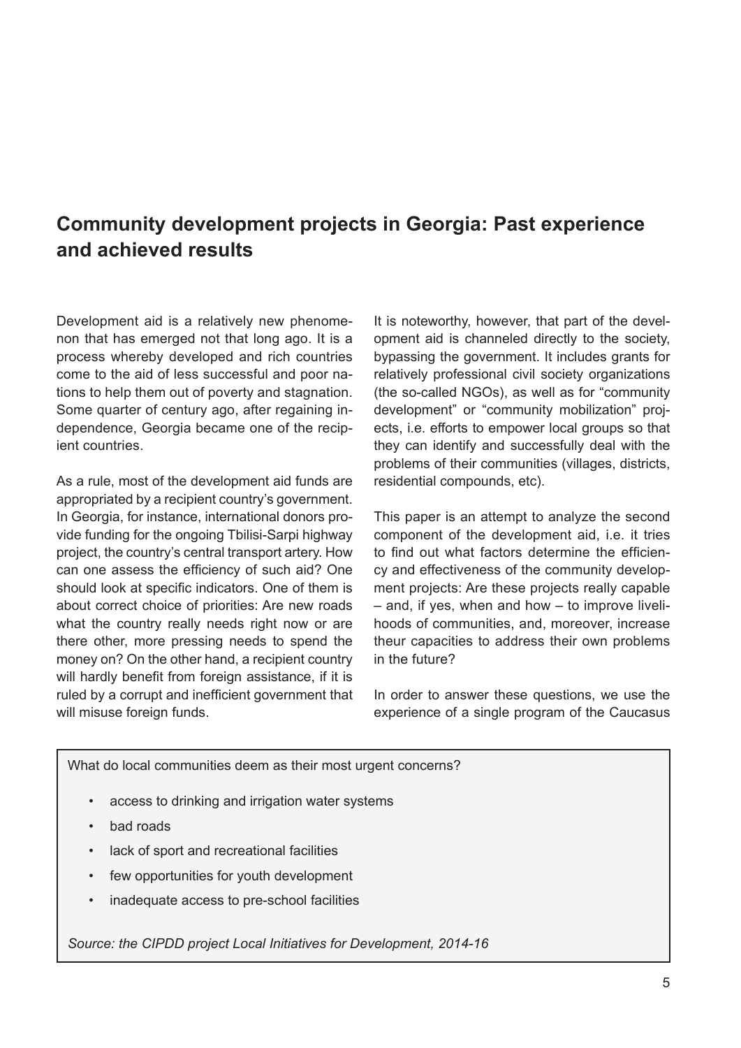## Community development projects in Georgia: Past experience and achieved results

Development aid is a relatively new phenomenon that has emerged not that long ago. It is a process whereby developed and rich countries come to the aid of less successful and poor nations to help them out of poverty and stagnation. Some quarter of century ago, after regaining independence, Georgia became one of the recipient countries.

As a rule, most of the development aid funds are appropriated by a recipient country's government. In Georgia, for instance, international donors provide funding for the ongoing Tbilisi-Sarpi highway project, the country's central transport artery. How can one assess the efficiency of such aid? One should look at specific indicators. One of them is about correct choice of priorities: Are new roads what the country really needs right now or are there other, more pressing needs to spend the money on? On the other hand, a recipient country will hardly benefit from foreign assistance, if it is ruled by a corrupt and inefficient government that will misuse foreign funds.

It is noteworthy, however, that part of the development aid is channeled directly to the society, bypassing the government. It includes grants for relatively professional civil society organizations (the so-called NGOs), as well as for "community development" or "community mobilization" projects, i.e. efforts to empower local groups so that they can identify and successfully deal with the problems of their communities (villages, districts, residential compounds, etc).

This paper is an attempt to analyze the second component of the development aid, i.e. it tries to find out what factors determine the efficiency and effectiveness of the community development projects: Are these projects really capable – and, if yes, when and how – to improve livelihoods of communities, and, moreover, increase theur capacities to address their own problems in the future?

In order to answer these questions, we use the experience of a single program of the Caucasus

What do local communities deem as their most urgent concerns?

- access to drinking and irrigation water systems
- bad roads
- lack of sport and recreational facilities
- few opportunities for youth development
- inadequate access to pre-school facilities

*Source: the CIPDD project Local Initiatives for Development, 2014-16*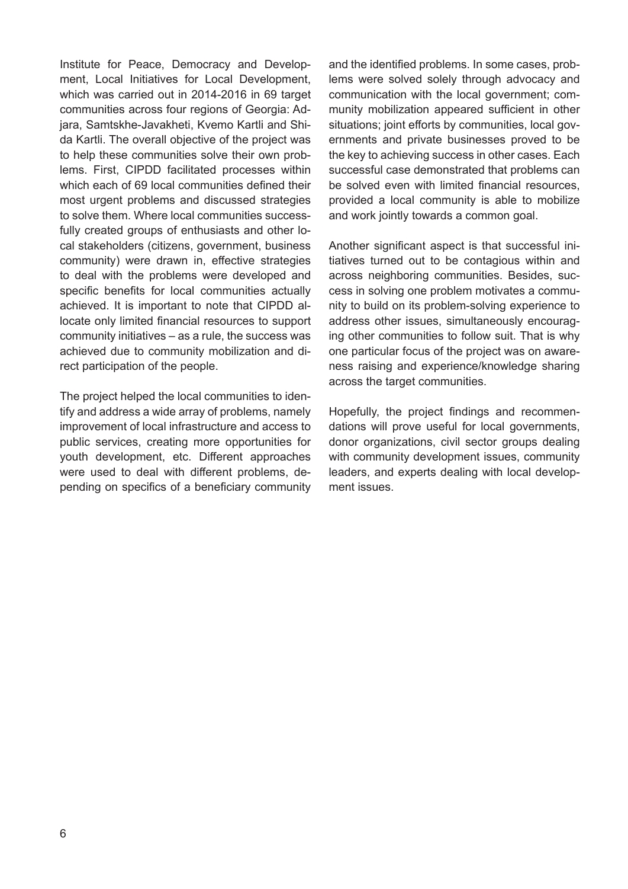Institute for Peace, Democracy and Development, Local Initiatives for Local Development, which was carried out in 2014-2016 in 69 target communities across four regions of Georgia: Adjara, Samtskhe-Javakheti, Kvemo Kartli and Shida Kartli. The overall objective of the project was to help these communities solve their own problems. First, CIPDD facilitated processes within which each of 69 local communities defined their most urgent problems and discussed strategies to solve them. Where local communities successfully created groups of enthusiasts and other local stakeholders (citizens, government, business community) were drawn in, effective strategies to deal with the problems were developed and specific benefits for local communities actually achieved. It is important to note that CIPDD allocate only limited financial resources to support community initiatives – as a rule, the success was achieved due to community mobilization and direct participation of the people.

The project helped the local communities to identify and address a wide array of problems, namely improvement of local infrastructure and access to public services, creating more opportunities for youth development, etc. Different approaches were used to deal with different problems, depending on specifics of a beneficiary community and the identified problems. In some cases, problems were solved solely through advocacy and communication with the local government; community mobilization appeared sufficient in other situations; joint efforts by communities, local governments and private businesses proved to be the key to achieving success in other cases. Each successful case demonstrated that problems can be solved even with limited financial resources, provided a local community is able to mobilize and work jointly towards a common goal.

Another significant aspect is that successful initiatives turned out to be contagious within and across neighboring communities. Besides, success in solving one problem motivates a community to build on its problem-solving experience to address other issues, simultaneously encouraging other communities to follow suit. That is why one particular focus of the project was on awareness raising and experience/knowledge sharing across the target communities.

Hopefully, the project findings and recommendations will prove useful for local governments, donor organizations, civil sector groups dealing with community development issues, community leaders, and experts dealing with local development issues.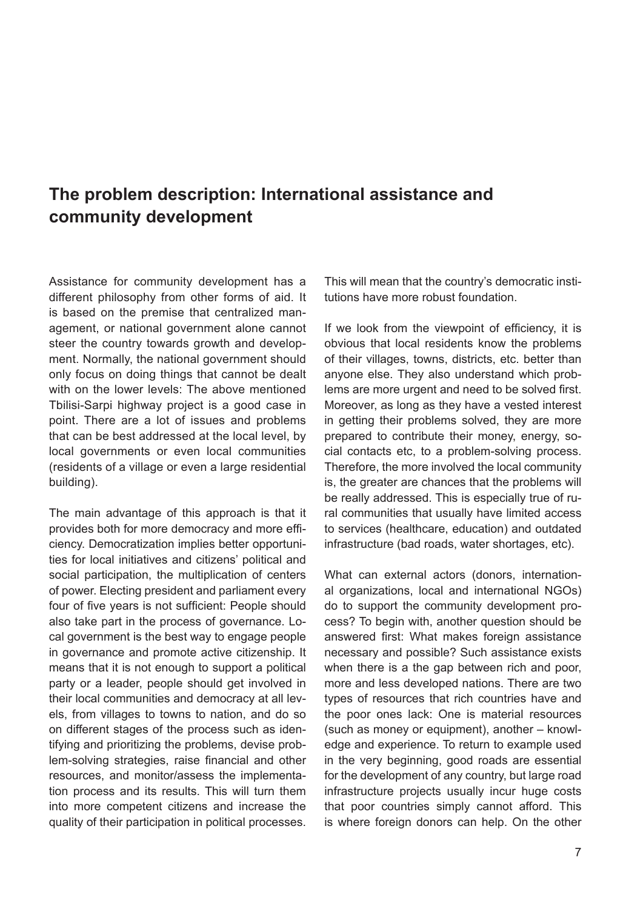## The problem description: International assistance and community development

Assistance for community development has a different philosophy from other forms of aid. It is based on the premise that centralized management, or national government alone cannot steer the country towards growth and development. Normally, the national government should only focus on doing things that cannot be dealt with on the lower levels: The above mentioned Tbilisi-Sarpi highway project is a good case in point. There are a lot of issues and problems that can be best addressed at the local level, by local governments or even local communities (residents of a village or even a large residential building).

The main advantage of this approach is that it provides both for more democracy and more efficiency. Democratization implies better opportunities for local initiatives and citizens' political and social participation, the multiplication of centers of power. Electing president and parliament every four of five years is not sufficient: People should also take part in the process of governance. Local government is the best way to engage people in governance and promote active citizenship. It means that it is not enough to support a political party or a leader, people should get involved in their local communities and democracy at all levels, from villages to towns to nation, and do so on different stages of the process such as identifying and prioritizing the problems, devise problem-solving strategies, raise financial and other resources, and monitor/assess the implementation process and its results. This will turn them into more competent citizens and increase the quality of their participation in political processes. This will mean that the country's democratic institutions have more robust foundation.

If we look from the viewpoint of efficiency, it is obvious that local residents know the problems of their villages, towns, districts, etc. better than anyone else. They also understand which problems are more urgent and need to be solved first. Moreover, as long as they have a vested interest in getting their problems solved, they are more prepared to contribute their money, energy, social contacts etc, to a problem-solving process. Therefore, the more involved the local community is, the greater are chances that the problems will be really addressed. This is especially true of rural communities that usually have limited access to services (healthcare, education) and outdated infrastructure (bad roads, water shortages, etc).

What can external actors (donors, international organizations, local and international NGOs) do to support the community development process? To begin with, another question should be answered first: What makes foreign assistance necessary and possible? Such assistance exists when there is a the gap between rich and poor, more and less developed nations. There are two types of resources that rich countries have and the poor ones lack: One is material resources (such as money or equipment), another – knowledge and experience. To return to example used in the very beginning, good roads are essential for the development of any country, but large road infrastructure projects usually incur huge costs that poor countries simply cannot afford. This is where foreign donors can help. On the other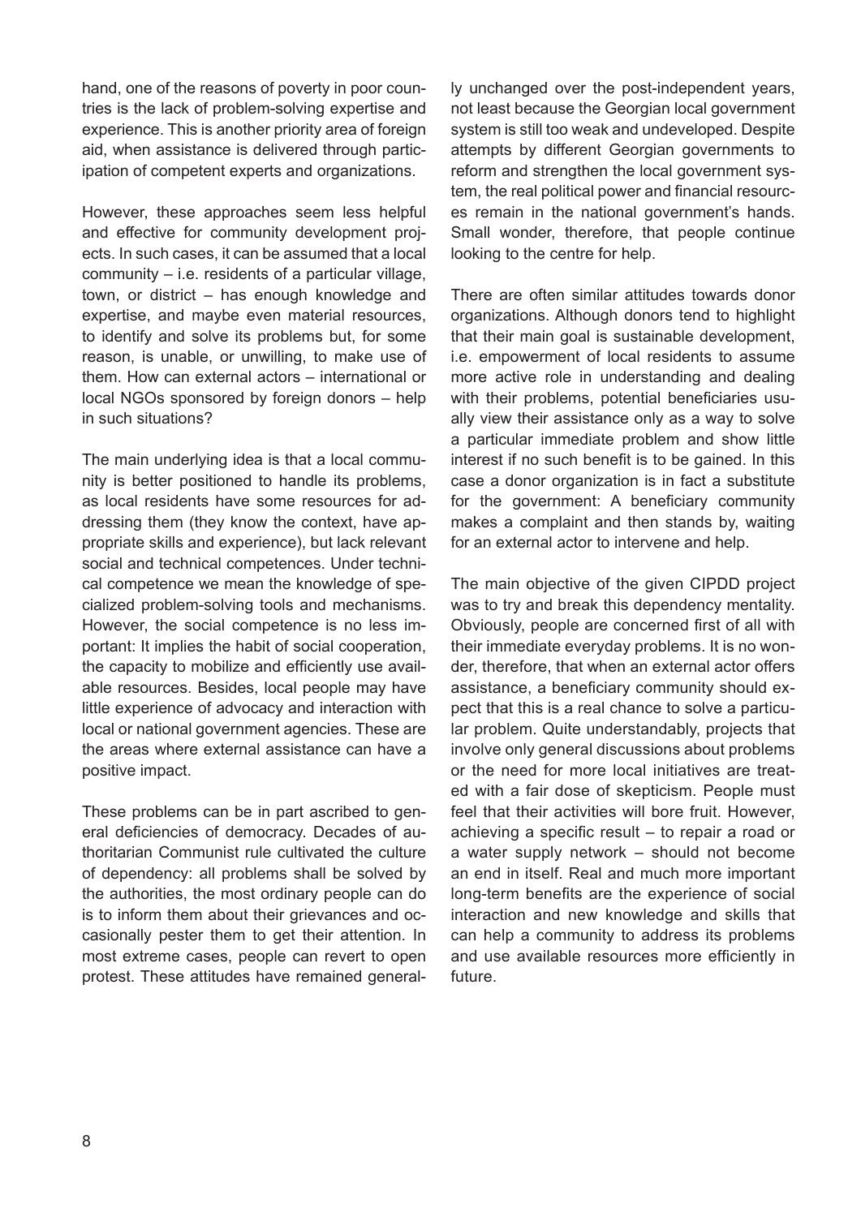hand, one of the reasons of poverty in poor countries is the lack of problem-solving expertise and experience. This is another priority area of foreign aid, when assistance is delivered through participation of competent experts and organizations.

However, these approaches seem less helpful and effective for community development projects. In such cases, it can be assumed that a local community – i.e. residents of a particular village, town, or district – has enough knowledge and expertise, and maybe even material resources, to identify and solve its problems but, for some reason, is unable, or unwilling, to make use of them. How can external actors – international or local NGOs sponsored by foreign donors – help in such situations?

The main underlying idea is that a local community is better positioned to handle its problems, as local residents have some resources for addressing them (they know the context, have appropriate skills and experience), but lack relevant social and technical competences. Under technical competence we mean the knowledge of specialized problem-solving tools and mechanisms. However, the social competence is no less important: It implies the habit of social cooperation, the capacity to mobilize and efficiently use available resources. Besides, local people may have little experience of advocacy and interaction with local or national government agencies. These are the areas where external assistance can have a positive impact.

These problems can be in part ascribed to general deficiencies of democracy. Decades of authoritarian Communist rule cultivated the culture of dependency: all problems shall be solved by the authorities, the most ordinary people can do is to inform them about their grievances and occasionally pester them to get their attention. In most extreme cases, people can revert to open protest. These attitudes have remained generally unchanged over the post-independent years, not least because the Georgian local government system is still too weak and undeveloped. Despite attempts by different Georgian governments to reform and strengthen the local government system, the real political power and financial resources remain in the national government's hands. Small wonder, therefore, that people continue looking to the centre for help.

There are often similar attitudes towards donor organizations. Although donors tend to highlight that their main goal is sustainable development, i.e. empowerment of local residents to assume more active role in understanding and dealing with their problems, potential beneficiaries usually view their assistance only as a way to solve a particular immediate problem and show little interest if no such benefit is to be gained. In this case a donor organization is in fact a substitute for the government: A beneficiary community makes a complaint and then stands by, waiting for an external actor to intervene and help.

The main objective of the given CIPDD project was to try and break this dependency mentality. Obviously, people are concerned first of all with their immediate everyday problems. It is no wonder, therefore, that when an external actor offers assistance, a beneficiary community should expect that this is a real chance to solve a particular problem. Quite understandably, projects that involve only general discussions about problems or the need for more local initiatives are treated with a fair dose of skepticism. People must feel that their activities will bore fruit. However, achieving a specific result – to repair a road or a water supply network – should not become an end in itself. Real and much more important long-term benefits are the experience of social interaction and new knowledge and skills that can help a community to address its problems and use available resources more efficiently in future.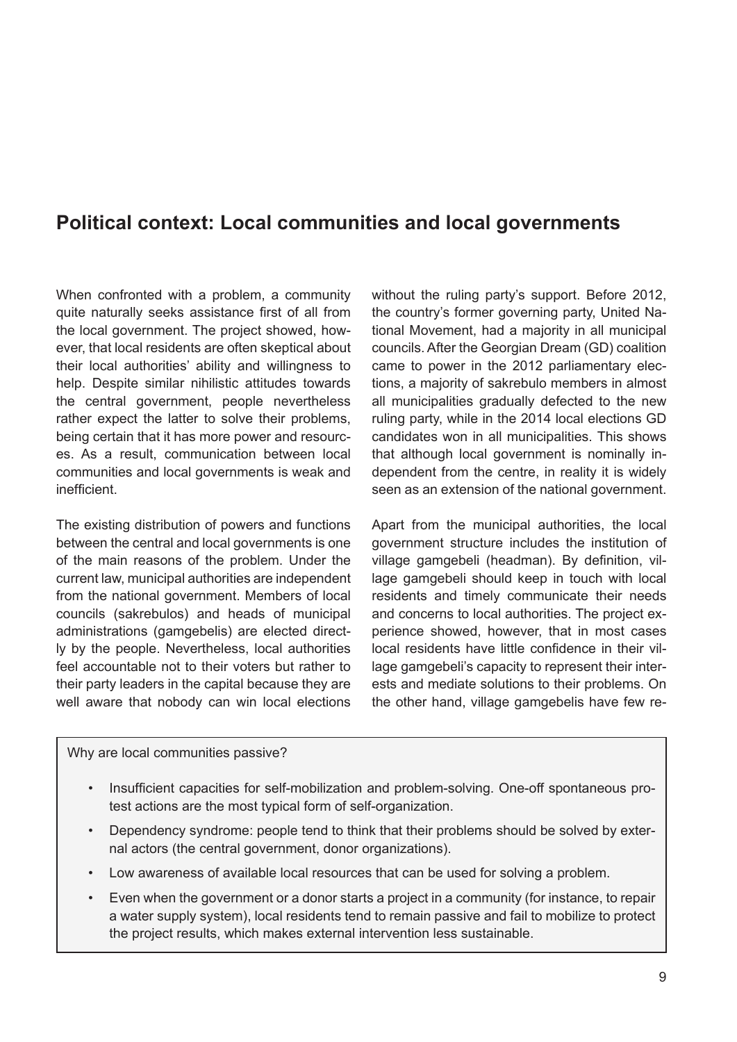## Political context: Local communities and local governments

When confronted with a problem, a community quite naturally seeks assistance first of all from the local government. The project showed, however, that local residents are often skeptical about their local authorities' ability and willingness to help. Despite similar nihilistic attitudes towards the central government, people nevertheless rather expect the latter to solve their problems, being certain that it has more power and resources. As a result, communication between local communities and local governments is weak and inefficient.

The existing distribution of powers and functions between the central and local governments is one of the main reasons of the problem. Under the current law, municipal authorities are independent from the national government. Members of local councils (sakrebulos) and heads of municipal administrations (gamgebelis) are elected directly by the people. Nevertheless, local authorities feel accountable not to their voters but rather to their party leaders in the capital because they are well aware that nobody can win local elections without the ruling party's support. Before 2012, the country's former governing party, United National Movement, had a majority in all municipal councils. After the Georgian Dream (GD) coalition came to power in the 2012 parliamentary elections, a majority of sakrebulo members in almost all municipalities gradually defected to the new ruling party, while in the 2014 local elections GD candidates won in all municipalities. This shows that although local government is nominally independent from the centre, in reality it is widely seen as an extension of the national government.

Apart from the municipal authorities, the local government structure includes the institution of village gamgebeli (headman). By definition, village gamgebeli should keep in touch with local residents and timely communicate their needs and concerns to local authorities. The project experience showed, however, that in most cases local residents have little confidence in their village gamgebeli's capacity to represent their interests and mediate solutions to their problems. On the other hand, village gamgebelis have few re-

> Why are local communities passive?
>
> - Insufficient capacities for self-mobilization and problem-solving. One-off spontaneous protest actions are the most typical form of self-organization.
> - Dependency syndrome: people tend to think that their problems should be solved by external actors (the central government, donor organizations).
> - Low awareness of available local resources that can be used for solving a problem.
> - Even when the government or a donor starts a project in a community (for instance, to repair a water supply system), local residents tend to remain passive and fail to mobilize to protect the project results, which makes external intervention less sustainable.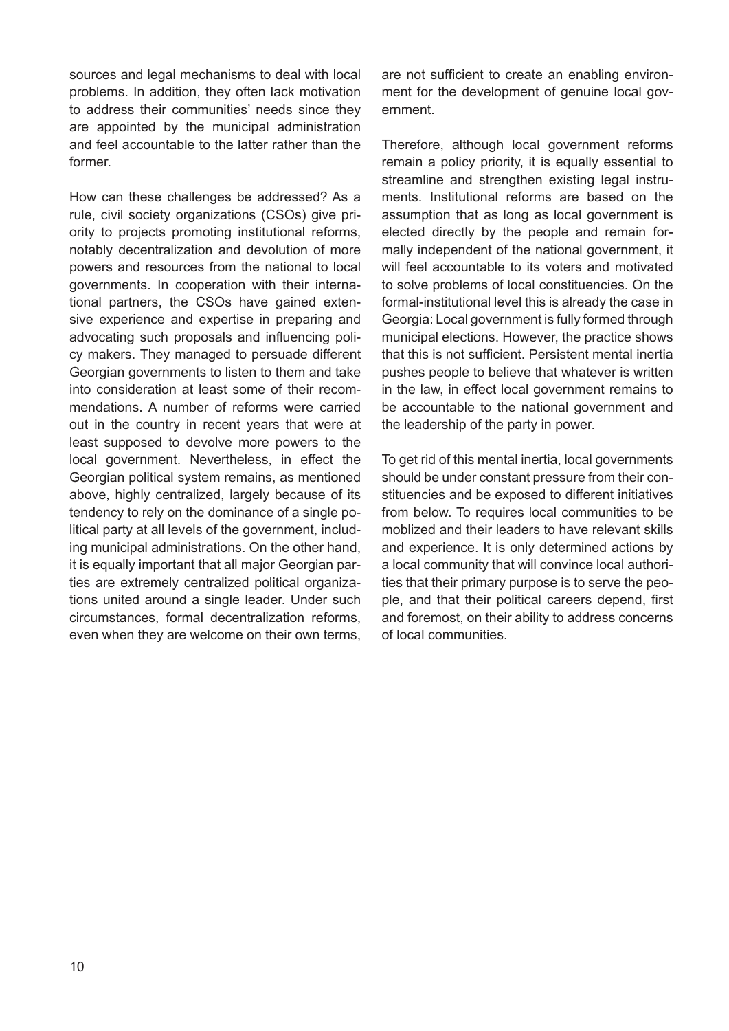sources and legal mechanisms to deal with local problems. In addition, they often lack motivation to address their communities' needs since they are appointed by the municipal administration and feel accountable to the latter rather than the former.

How can these challenges be addressed? As a rule, civil society organizations (CSOs) give priority to projects promoting institutional reforms, notably decentralization and devolution of more powers and resources from the national to local governments. In cooperation with their international partners, the CSOs have gained extensive experience and expertise in preparing and advocating such proposals and influencing policy makers. They managed to persuade different Georgian governments to listen to them and take into consideration at least some of their recommendations. A number of reforms were carried out in the country in recent years that were at least supposed to devolve more powers to the local government. Nevertheless, in effect the Georgian political system remains, as mentioned above, highly centralized, largely because of its tendency to rely on the dominance of a single political party at all levels of the government, including municipal administrations. On the other hand, it is equally important that all major Georgian parties are extremely centralized political organizations united around a single leader. Under such circumstances, formal decentralization reforms, even when they are welcome on their own terms, are not sufficient to create an enabling environment for the development of genuine local government.

Therefore, although local government reforms remain a policy priority, it is equally essential to streamline and strengthen existing legal instruments. Institutional reforms are based on the assumption that as long as local government is elected directly by the people and remain formally independent of the national government, it will feel accountable to its voters and motivated to solve problems of local constituencies. On the formal-institutional level this is already the case in Georgia: Local government is fully formed through municipal elections. However, the practice shows that this is not sufficient. Persistent mental inertia pushes people to believe that whatever is written in the law, in effect local government remains to be accountable to the national government and the leadership of the party in power.

To get rid of this mental inertia, local governments should be under constant pressure from their constituencies and be exposed to different initiatives from below. To requires local communities to be moblized and their leaders to have relevant skills and experience. It is only determined actions by a local community that will convince local authorities that their primary purpose is to serve the people, and that their political careers depend, first and foremost, on their ability to address concerns of local communities.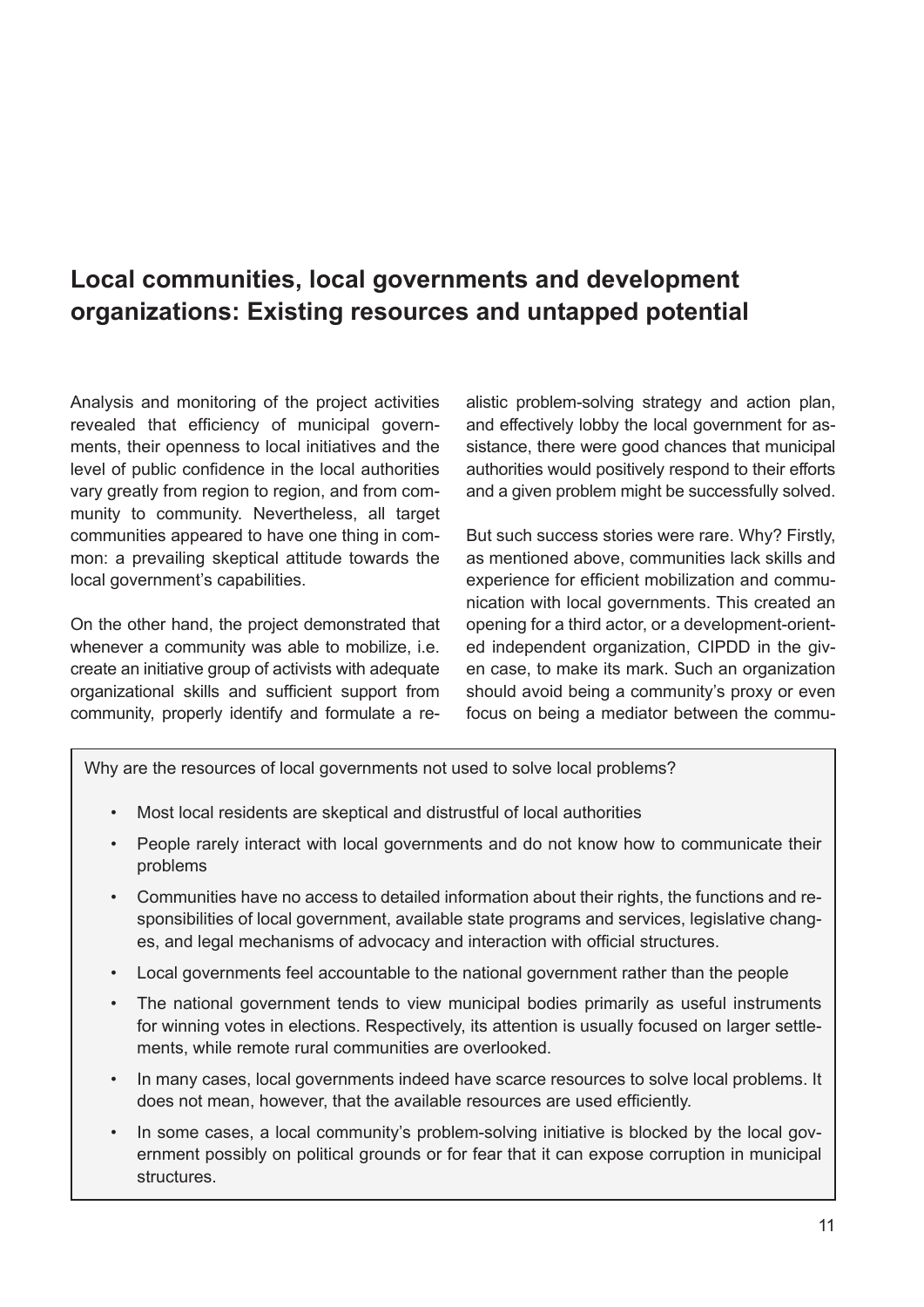## Local communities, local governments and development organizations: Existing resources and untapped potential

Analysis and monitoring of the project activities revealed that efficiency of municipal governments, their openness to local initiatives and the level of public confidence in the local authorities vary greatly from region to region, and from community to community. Nevertheless, all target communities appeared to have one thing in common: a prevailing skeptical attitude towards the local government's capabilities.

On the other hand, the project demonstrated that whenever a community was able to mobilize, i.e. create an initiative group of activists with adequate organizational skills and sufficient support from community, properly identify and formulate a realistic problem-solving strategy and action plan, and effectively lobby the local government for assistance, there were good chances that municipal authorities would positively respond to their efforts and a given problem might be successfully solved.

But such success stories were rare. Why? Firstly, as mentioned above, communities lack skills and experience for efficient mobilization and communication with local governments. This created an opening for a third actor, or a development-oriented independent organization, CIPDD in the given case, to make its mark. Such an organization should avoid being a community's proxy or even focus on being a mediator between the commu-

Why are the resources of local governments not used to solve local problems?

- Most local residents are skeptical and distrustful of local authorities
- People rarely interact with local governments and do not know how to communicate their problems
- Communities have no access to detailed information about their rights, the functions and responsibilities of local government, available state programs and services, legislative changes, and legal mechanisms of advocacy and interaction with official structures.
- Local governments feel accountable to the national government rather than the people
- The national government tends to view municipal bodies primarily as useful instruments for winning votes in elections. Respectively, its attention is usually focused on larger settlements, while remote rural communities are overlooked.
- In many cases, local governments indeed have scarce resources to solve local problems. It does not mean, however, that the available resources are used efficiently.
- In some cases, a local community's problem-solving initiative is blocked by the local government possibly on political grounds or for fear that it can expose corruption in municipal structures.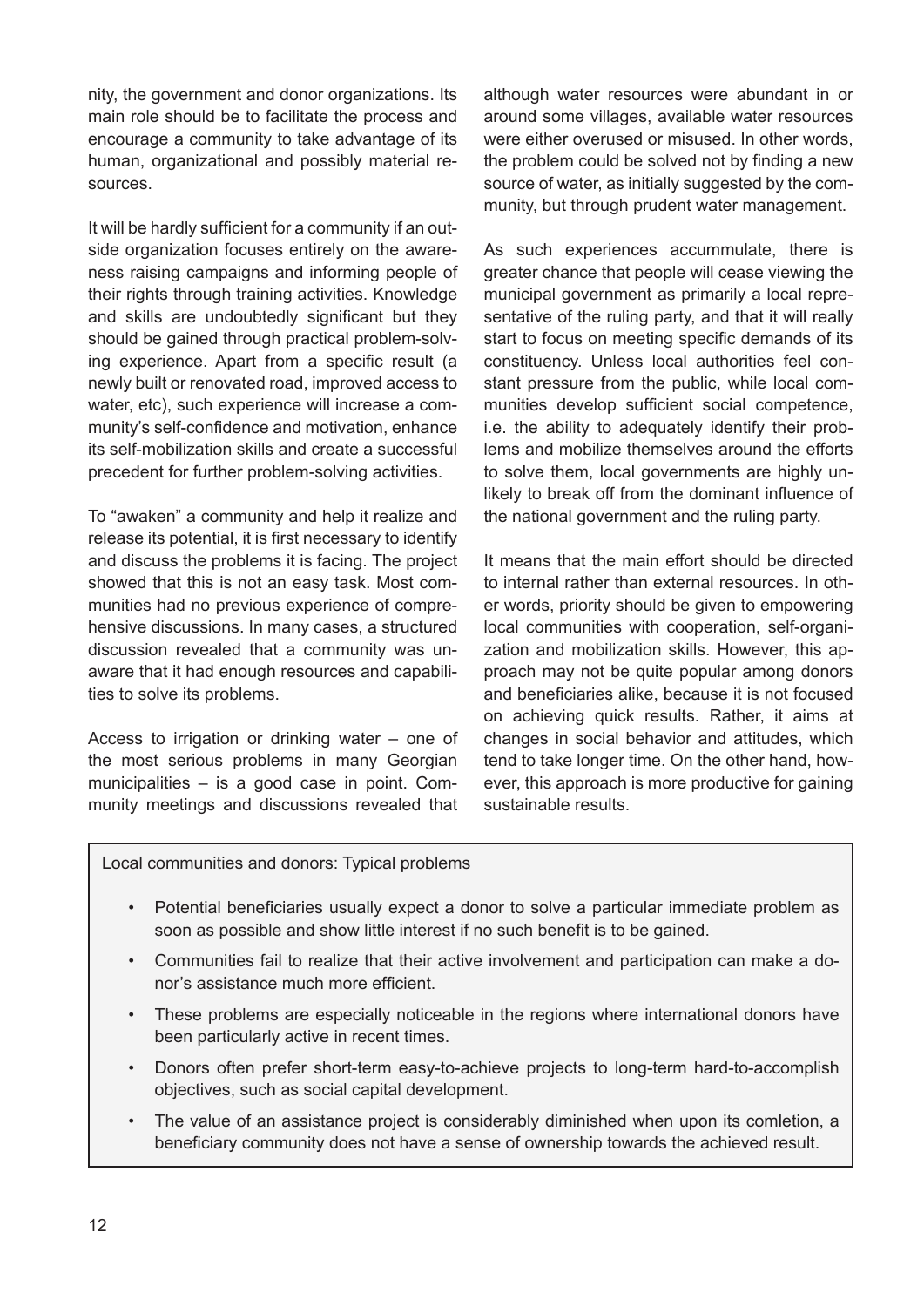nity, the government and donor organizations. Its main role should be to facilitate the process and encourage a community to take advantage of its human, organizational and possibly material resources.

It will be hardly sufficient for a community if an outside organization focuses entirely on the awareness raising campaigns and informing people of their rights through training activities. Knowledge and skills are undoubtedly significant but they should be gained through practical problem-solving experience. Apart from a specific result (a newly built or renovated road, improved access to water, etc), such experience will increase a community's self-confidence and motivation, enhance its self-mobilization skills and create a successful precedent for further problem-solving activities.

To "awaken" a community and help it realize and release its potential, it is first necessary to identify and discuss the problems it is facing. The project showed that this is not an easy task. Most communities had no previous experience of comprehensive discussions. In many cases, a structured discussion revealed that a community was unaware that it had enough resources and capabilities to solve its problems.

Access to irrigation or drinking water – one of the most serious problems in many Georgian municipalities – is a good case in point. Community meetings and discussions revealed that although water resources were abundant in or around some villages, available water resources were either overused or misused. In other words, the problem could be solved not by finding a new source of water, as initially suggested by the community, but through prudent water management.

As such experiences accummulate, there is greater chance that people will cease viewing the municipal government as primarily a local representative of the ruling party, and that it will really start to focus on meeting specific demands of its constituency. Unless local authorities feel constant pressure from the public, while local communities develop sufficient social competence, i.e. the ability to adequately identify their problems and mobilize themselves around the efforts to solve them, local governments are highly unlikely to break off from the dominant influence of the national government and the ruling party.

It means that the main effort should be directed to internal rather than external resources. In other words, priority should be given to empowering local communities with cooperation, self-organization and mobilization skills. However, this approach may not be quite popular among donors and beneficiaries alike, because it is not focused on achieving quick results. Rather, it aims at changes in social behavior and attitudes, which tend to take longer time. On the other hand, however, this approach is more productive for gaining sustainable results.

Local communities and donors: Typical problems

- Potential beneficiaries usually expect a donor to solve a particular immediate problem as soon as possible and show little interest if no such benefit is to be gained.
- Communities fail to realize that their active involvement and participation can make a donor's assistance much more efficient.
- These problems are especially noticeable in the regions where international donors have been particularly active in recent times.
- Donors often prefer short-term easy-to-achieve projects to long-term hard-to-accomplish objectives, such as social capital development.
- The value of an assistance project is considerably diminished when upon its comletion, a beneficiary community does not have a sense of ownership towards the achieved result.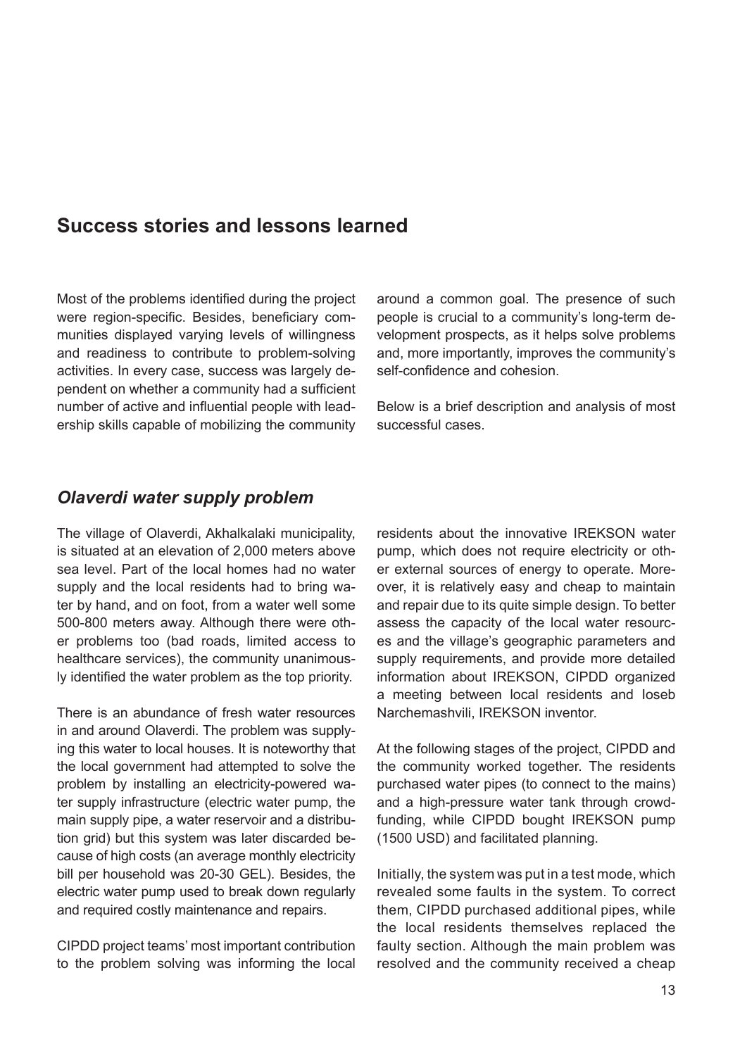## Success stories and lessons learned

Most of the problems identified during the project were region-specific. Besides, beneficiary communities displayed varying levels of willingness and readiness to contribute to problem-solving activities. In every case, success was largely dependent on whether a community had a sufficient number of active and influential people with leadership skills capable of mobilizing the community around a common goal. The presence of such people is crucial to a community's long-term development prospects, as it helps solve problems and, more importantly, improves the community's self-confidence and cohesion.

Below is a brief description and analysis of most successful cases.

### *Olaverdi water supply problem*

The village of Olaverdi, Akhalkalaki municipality, is situated at an elevation of 2,000 meters above sea level. Part of the local homes had no water supply and the local residents had to bring water by hand, and on foot, from a water well some 500-800 meters away. Although there were other problems too (bad roads, limited access to healthcare services), the community unanimously identified the water problem as the top priority.

There is an abundance of fresh water resources in and around Olaverdi. The problem was supplying this water to local houses. It is noteworthy that the local government had attempted to solve the problem by installing an electricity-powered water supply infrastructure (electric water pump, the main supply pipe, a water reservoir and a distribution grid) but this system was later discarded because of high costs (an average monthly electricity bill per household was 20-30 GEL). Besides, the electric water pump used to break down regularly and required costly maintenance and repairs.

CIPDD project teams' most important contribution to the problem solving was informing the local residents about the innovative IREKSON water pump, which does not require electricity or other external sources of energy to operate. Moreover, it is relatively easy and cheap to maintain and repair due to its quite simple design. To better assess the capacity of the local water resources and the village's geographic parameters and supply requirements, and provide more detailed information about IREKSON, CIPDD organized a meeting between local residents and Ioseb Narchemashvili, IREKSON inventor.

At the following stages of the project, CIPDD and the community worked together. The residents purchased water pipes (to connect to the mains) and a high-pressure water tank through crowdfunding, while CIPDD bought IREKSON pump (1500 USD) and facilitated planning.

Initially, the system was put in a test mode, which revealed some faults in the system. To correct them, CIPDD purchased additional pipes, while the local residents themselves replaced the faulty section. Although the main problem was resolved and the community received a cheap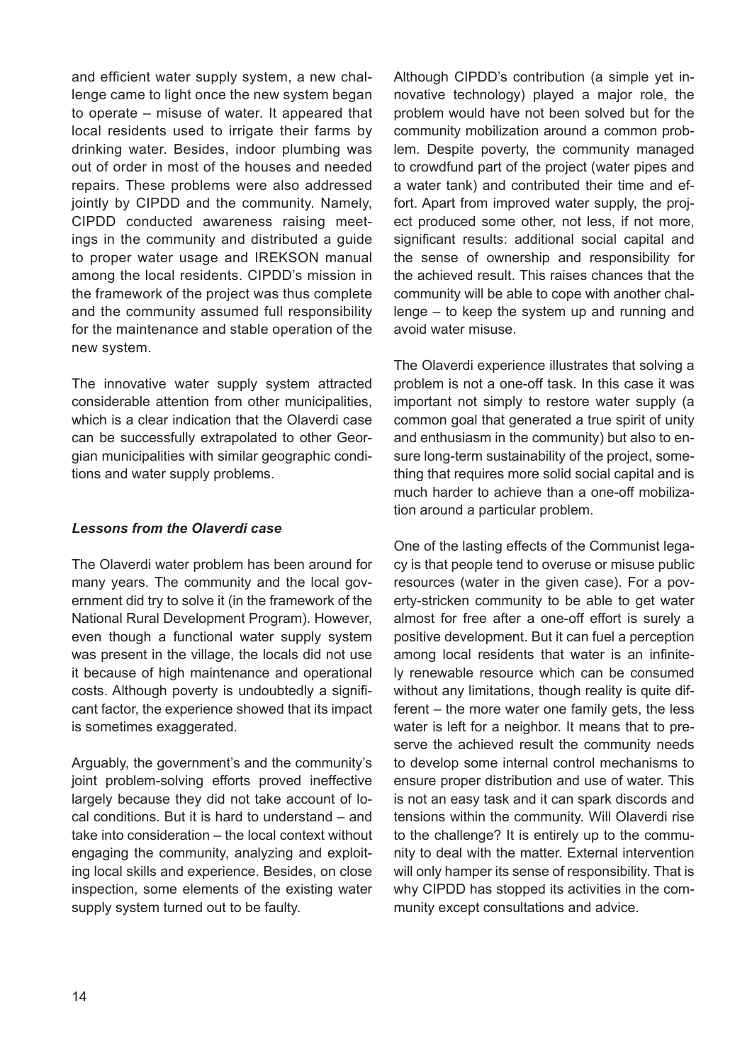and efficient water supply system, a new challenge came to light once the new system began to operate – misuse of water. It appeared that local residents used to irrigate their farms by drinking water. Besides, indoor plumbing was out of order in most of the houses and needed repairs. These problems were also addressed jointly by CIPDD and the community. Namely, CIPDD conducted awareness raising meetings in the community and distributed a guide to proper water usage and IREKSON manual among the local residents. CIPDD's mission in the framework of the project was thus complete and the community assumed full responsibility for the maintenance and stable operation of the new system.

The innovative water supply system attracted considerable attention from other municipalities, which is a clear indication that the Olaverdi case can be successfully extrapolated to other Georgian municipalities with similar geographic conditions and water supply problems.

### *Lessons from the Olaverdi case*

The Olaverdi water problem has been around for many years. The community and the local government did try to solve it (in the framework of the National Rural Development Program). However, even though a functional water supply system was present in the village, the locals did not use it because of high maintenance and operational costs. Although poverty is undoubtedly a significant factor, the experience showed that its impact is sometimes exaggerated.

Arguably, the government's and the community's joint problem-solving efforts proved ineffective largely because they did not take account of local conditions. But it is hard to understand – and take into consideration – the local context without engaging the community, analyzing and exploiting local skills and experience. Besides, on close inspection, some elements of the existing water supply system turned out to be faulty.

Although CIPDD's contribution (a simple yet innovative technology) played a major role, the problem would have not been solved but for the community mobilization around a common problem. Despite poverty, the community managed to crowdfund part of the project (water pipes and a water tank) and contributed their time and effort. Apart from improved water supply, the project produced some other, not less, if not more, significant results: additional social capital and the sense of ownership and responsibility for the achieved result. This raises chances that the community will be able to cope with another challenge – to keep the system up and running and avoid water misuse.

The Olaverdi experience illustrates that solving a problem is not a one-off task. In this case it was important not simply to restore water supply (a common goal that generated a true spirit of unity and enthusiasm in the community) but also to ensure long-term sustainability of the project, something that requires more solid social capital and is much harder to achieve than a one-off mobilization around a particular problem.

One of the lasting effects of the Communist legacy is that people tend to overuse or misuse public resources (water in the given case). For a poverty-stricken community to be able to get water almost for free after a one-off effort is surely a positive development. But it can fuel a perception among local residents that water is an infinitely renewable resource which can be consumed without any limitations, though reality is quite different – the more water one family gets, the less water is left for a neighbor. It means that to preserve the achieved result the community needs to develop some internal control mechanisms to ensure proper distribution and use of water. This is not an easy task and it can spark discords and tensions within the community. Will Olaverdi rise to the challenge? It is entirely up to the community to deal with the matter. External intervention will only hamper its sense of responsibility. That is why CIPDD has stopped its activities in the community except consultations and advice.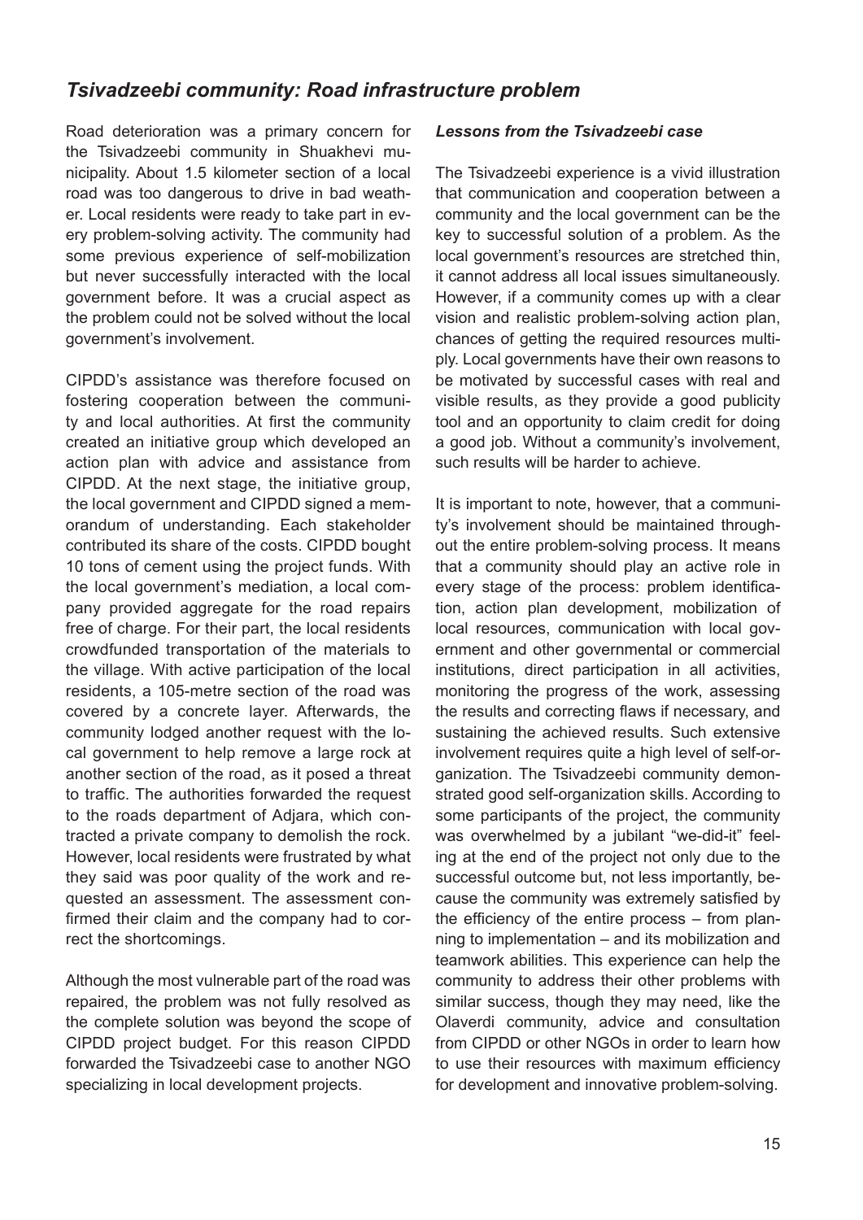## *Tsivadzeebi community: Road infrastructure problem*

Road deterioration was a primary concern for the Tsivadzeebi community in Shuakhevi municipality. About 1.5 kilometer section of a local road was too dangerous to drive in bad weather. Local residents were ready to take part in every problem-solving activity. The community had some previous experience of self-mobilization but never successfully interacted with the local government before. It was a crucial aspect as the problem could not be solved without the local government's involvement.

CIPDD's assistance was therefore focused on fostering cooperation between the community and local authorities. At first the community created an initiative group which developed an action plan with advice and assistance from CIPDD. At the next stage, the initiative group, the local government and CIPDD signed a memorandum of understanding. Each stakeholder contributed its share of the costs. CIPDD bought 10 tons of cement using the project funds. With the local government's mediation, a local company provided aggregate for the road repairs free of charge. For their part, the local residents crowdfunded transportation of the materials to the village. With active participation of the local residents, a 105-metre section of the road was covered by a concrete layer. Afterwards, the community lodged another request with the local government to help remove a large rock at another section of the road, as it posed a threat to traffic. The authorities forwarded the request to the roads department of Adjara, which contracted a private company to demolish the rock. However, local residents were frustrated by what they said was poor quality of the work and requested an assessment. The assessment confirmed their claim and the company had to correct the shortcomings.

Although the most vulnerable part of the road was repaired, the problem was not fully resolved as the complete solution was beyond the scope of CIPDD project budget. For this reason CIPDD forwarded the Tsivadzeebi case to another NGO specializing in local development projects.

### *Lessons from the Tsivadzeebi case*

The Tsivadzeebi experience is a vivid illustration that communication and cooperation between a community and the local government can be the key to successful solution of a problem. As the local government's resources are stretched thin, it cannot address all local issues simultaneously. However, if a community comes up with a clear vision and realistic problem-solving action plan, chances of getting the required resources multiply. Local governments have their own reasons to be motivated by successful cases with real and visible results, as they provide a good publicity tool and an opportunity to claim credit for doing a good job. Without a community's involvement, such results will be harder to achieve.

It is important to note, however, that a community's involvement should be maintained throughout the entire problem-solving process. It means that a community should play an active role in every stage of the process: problem identification, action plan development, mobilization of local resources, communication with local government and other governmental or commercial institutions, direct participation in all activities, monitoring the progress of the work, assessing the results and correcting flaws if necessary, and sustaining the achieved results. Such extensive involvement requires quite a high level of self-organization. The Tsivadzeebi community demonstrated good self-organization skills. According to some participants of the project, the community was overwhelmed by a jubilant "we-did-it" feeling at the end of the project not only due to the successful outcome but, not less importantly, because the community was extremely satisfied by the efficiency of the entire process – from planning to implementation – and its mobilization and teamwork abilities. This experience can help the community to address their other problems with similar success, though they may need, like the Olaverdi community, advice and consultation from CIPDD or other NGOs in order to learn how to use their resources with maximum efficiency for development and innovative problem-solving.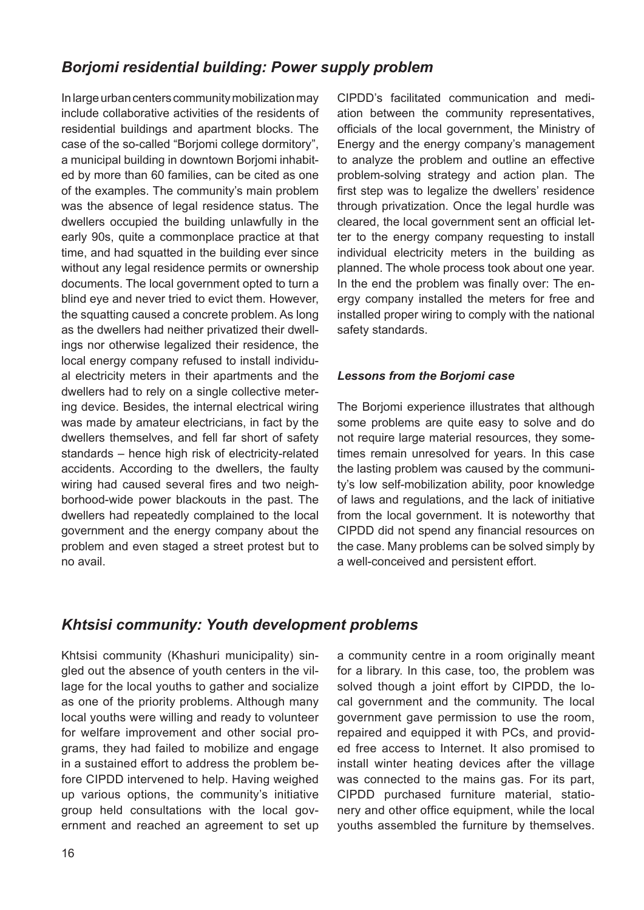## *Borjomi residential building: Power supply problem*

In large urban centers community mobilization may include collaborative activities of the residents of residential buildings and apartment blocks. The case of the so-called "Borjomi college dormitory", a municipal building in downtown Borjomi inhabited by more than 60 families, can be cited as one of the examples. The community's main problem was the absence of legal residence status. The dwellers occupied the building unlawfully in the early 90s, quite a commonplace practice at that time, and had squatted in the building ever since without any legal residence permits or ownership documents. The local government opted to turn a blind eye and never tried to evict them. However, the squatting caused a concrete problem. As long as the dwellers had neither privatized their dwellings nor otherwise legalized their residence, the local energy company refused to install individual electricity meters in their apartments and the dwellers had to rely on a single collective metering device. Besides, the internal electrical wiring was made by amateur electricians, in fact by the dwellers themselves, and fell far short of safety standards – hence high risk of electricity-related accidents. According to the dwellers, the faulty wiring had caused several fires and two neighborhood-wide power blackouts in the past. The dwellers had repeatedly complained to the local government and the energy company about the problem and even staged a street protest but to no avail.

CIPDD's facilitated communication and mediation between the community representatives, officials of the local government, the Ministry of Energy and the energy company's management to analyze the problem and outline an effective problem-solving strategy and action plan. The first step was to legalize the dwellers' residence through privatization. Once the legal hurdle was cleared, the local government sent an official letter to the energy company requesting to install individual electricity meters in the building as planned. The whole process took about one year. In the end the problem was finally over: The energy company installed the meters for free and installed proper wiring to comply with the national safety standards.

### *Lessons from the Borjomi case*

The Borjomi experience illustrates that although some problems are quite easy to solve and do not require large material resources, they sometimes remain unresolved for years. In this case the lasting problem was caused by the community's low self-mobilization ability, poor knowledge of laws and regulations, and the lack of initiative from the local government. It is noteworthy that CIPDD did not spend any financial resources on the case. Many problems can be solved simply by a well-conceived and persistent effort.

## *Khtsisi community: Youth development problems*

Khtsisi community (Khashuri municipality) singled out the absence of youth centers in the village for the local youths to gather and socialize as one of the priority problems. Although many local youths were willing and ready to volunteer for welfare improvement and other social programs, they had failed to mobilize and engage in a sustained effort to address the problem before CIPDD intervened to help. Having weighed up various options, the community's initiative group held consultations with the local government and reached an agreement to set up a community centre in a room originally meant for a library. In this case, too, the problem was solved though a joint effort by CIPDD, the local government and the community. The local government gave permission to use the room, repaired and equipped it with PCs, and provided free access to Internet. It also promised to install winter heating devices after the village was connected to the mains gas. For its part, CIPDD purchased furniture material, stationery and other office equipment, while the local youths assembled the furniture by themselves.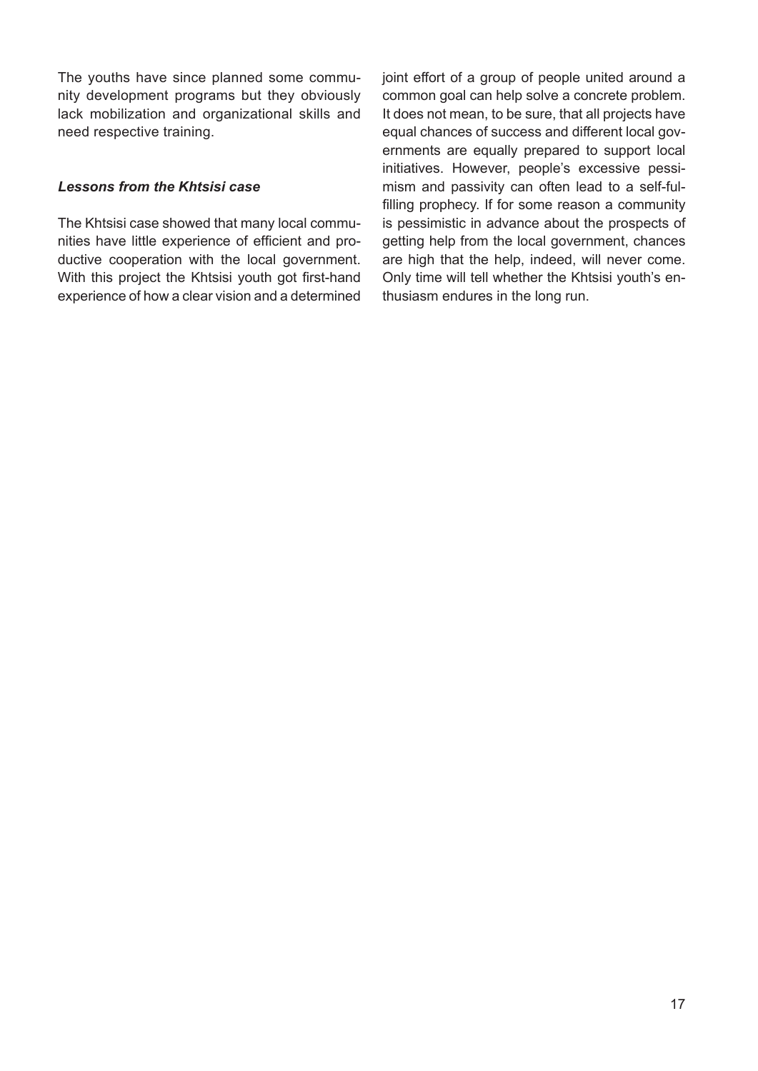The youths have since planned some community development programs but they obviously lack mobilization and organizational skills and need respective training.

### *Lessons from the Khtsisi case*

The Khtsisi case showed that many local communities have little experience of efficient and productive cooperation with the local government. With this project the Khtsisi youth got first-hand experience of how a clear vision and a determined joint effort of a group of people united around a common goal can help solve a concrete problem. It does not mean, to be sure, that all projects have equal chances of success and different local governments are equally prepared to support local initiatives. However, people's excessive pessimism and passivity can often lead to a self-fulfilling prophecy. If for some reason a community is pessimistic in advance about the prospects of getting help from the local government, chances are high that the help, indeed, will never come. Only time will tell whether the Khtsisi youth's enthusiasm endures in the long run.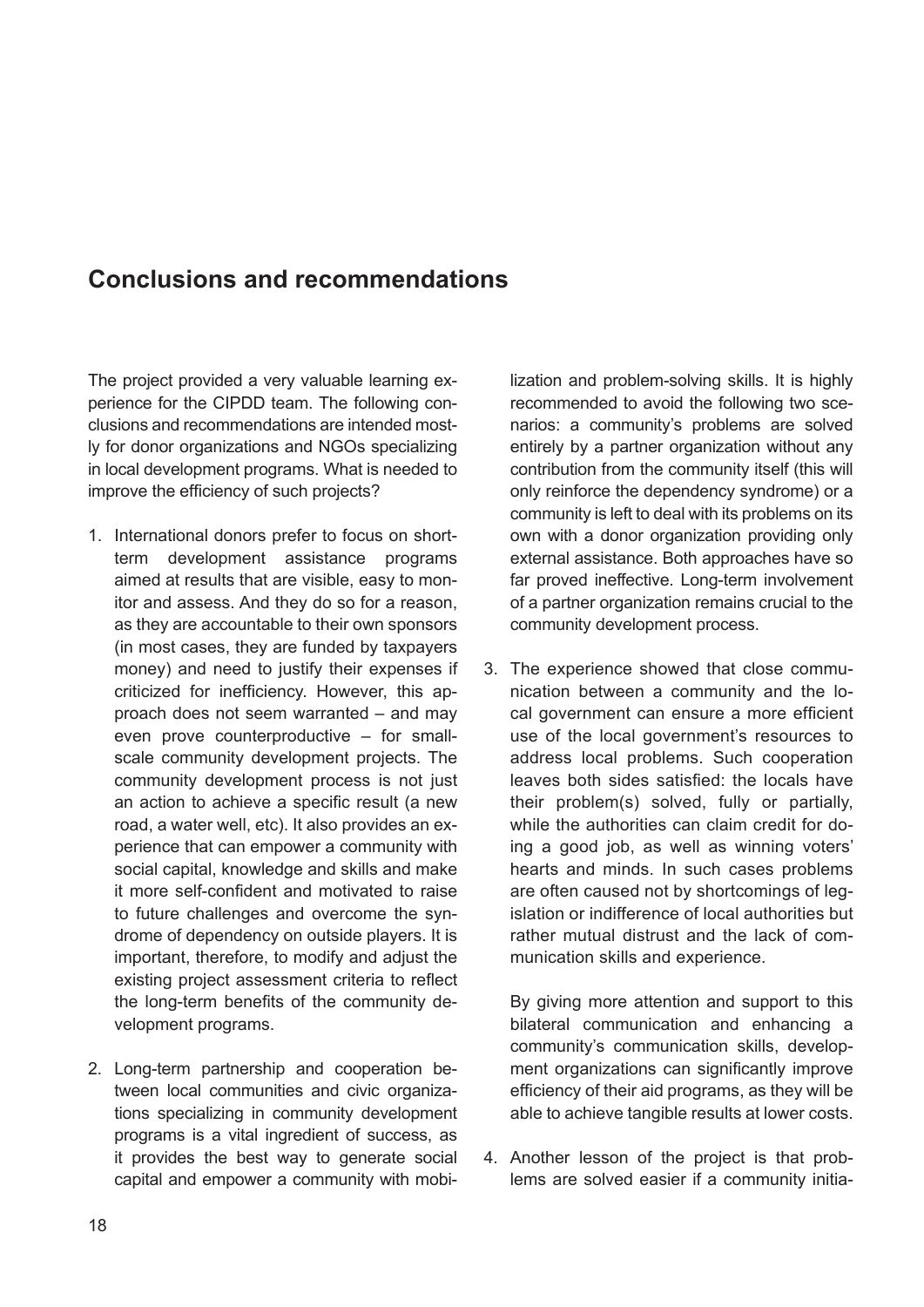## Conclusions and recommendations

The project provided a very valuable learning experience for the CIPDD team. The following conclusions and recommendations are intended mostly for donor organizations and NGOs specializing in local development programs. What is needed to improve the efficiency of such projects?

1. International donors prefer to focus on short-term development assistance programs aimed at results that are visible, easy to monitor and assess. And they do so for a reason, as they are accountable to their own sponsors (in most cases, they are funded by taxpayers money) and need to justify their expenses if criticized for inefficiency. However, this approach does not seem warranted – and may even prove counterproductive – for small-scale community development projects. The community development process is not just an action to achieve a specific result (a new road, a water well, etc). It also provides an experience that can empower a community with social capital, knowledge and skills and make it more self-confident and motivated to raise to future challenges and overcome the syndrome of dependency on outside players. It is important, therefore, to modify and adjust the existing project assessment criteria to reflect the long-term benefits of the community development programs.

2. Long-term partnership and cooperation between local communities and civic organizations specializing in community development programs is a vital ingredient of success, as it provides the best way to generate social capital and empower a community with mobilization and problem-solving skills. It is highly recommended to avoid the following two scenarios: a community's problems are solved entirely by a partner organization without any contribution from the community itself (this will only reinforce the dependency syndrome) or a community is left to deal with its problems on its own with a donor organization providing only external assistance. Both approaches have so far proved ineffective. Long-term involvement of a partner organization remains crucial to the community development process.

3. The experience showed that close communication between a community and the local government can ensure a more efficient use of the local government's resources to address local problems. Such cooperation leaves both sides satisfied: the locals have their problem(s) solved, fully or partially, while the authorities can claim credit for doing a good job, as well as winning voters' hearts and minds. In such cases problems are often caused not by shortcomings of legislation or indifference of local authorities but rather mutual distrust and the lack of communication skills and experience.

   By giving more attention and support to this bilateral communication and enhancing a community's communication skills, development organizations can significantly improve efficiency of their aid programs, as they will be able to achieve tangible results at lower costs.

4. Another lesson of the project is that problems are solved easier if a community initia-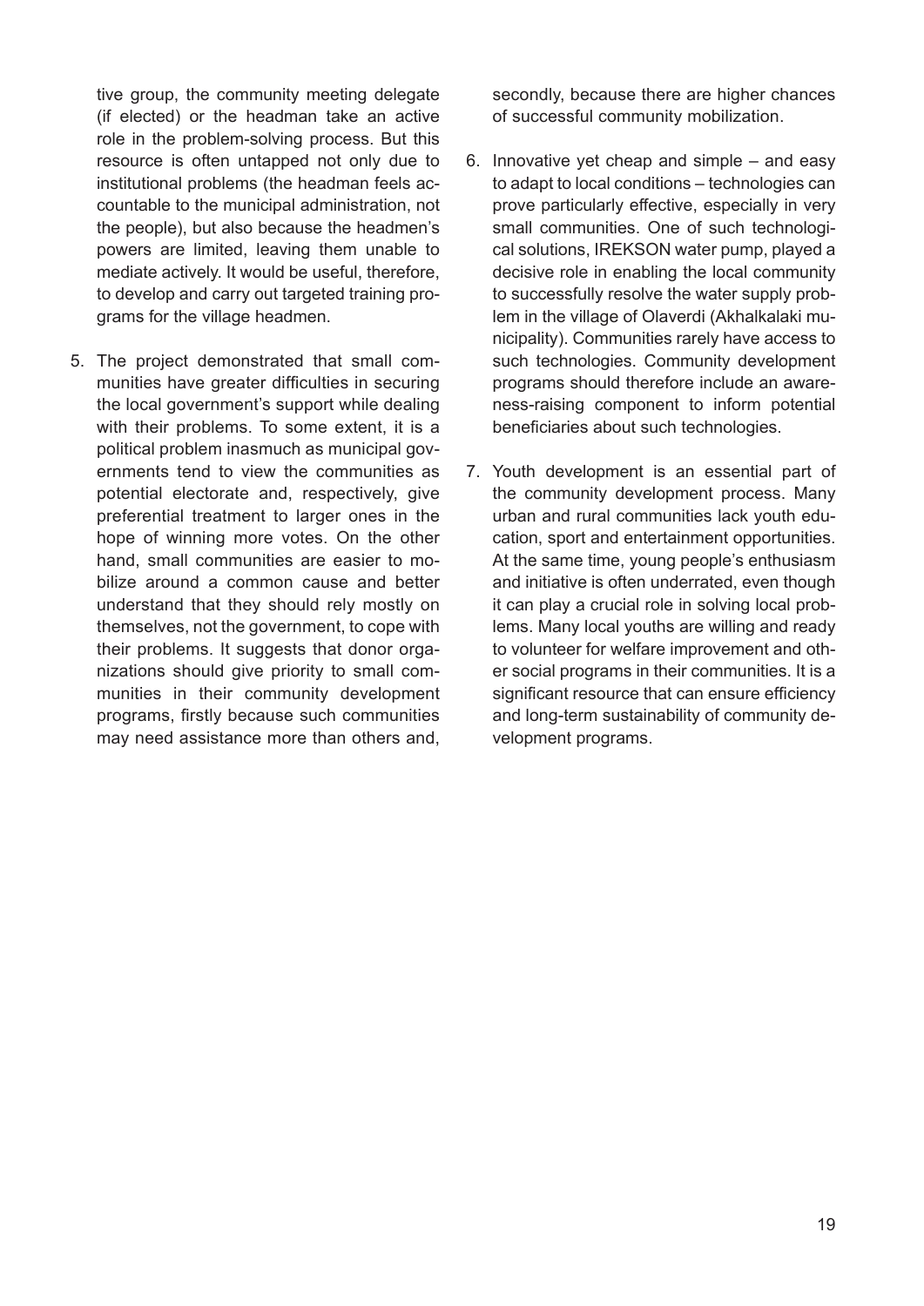tive group, the community meeting delegate (if elected) or the headman take an active role in the problem-solving process. But this resource is often untapped not only due to institutional problems (the headman feels accountable to the municipal administration, not the people), but also because the headmen's powers are limited, leaving them unable to mediate actively. It would be useful, therefore, to develop and carry out targeted training programs for the village headmen.

5. The project demonstrated that small communities have greater difficulties in securing the local government's support while dealing with their problems. To some extent, it is a political problem inasmuch as municipal governments tend to view the communities as potential electorate and, respectively, give preferential treatment to larger ones in the hope of winning more votes. On the other hand, small communities are easier to mobilize around a common cause and better understand that they should rely mostly on themselves, not the government, to cope with their problems. It suggests that donor organizations should give priority to small communities in their community development programs, firstly because such communities may need assistance more than others and, secondly, because there are higher chances of successful community mobilization.

6. Innovative yet cheap and simple – and easy to adapt to local conditions – technologies can prove particularly effective, especially in very small communities. One of such technological solutions, IREKSON water pump, played a decisive role in enabling the local community to successfully resolve the water supply problem in the village of Olaverdi (Akhalkalaki municipality). Communities rarely have access to such technologies. Community development programs should therefore include an awareness-raising component to inform potential beneficiaries about such technologies.

7. Youth development is an essential part of the community development process. Many urban and rural communities lack youth education, sport and entertainment opportunities. At the same time, young people's enthusiasm and initiative is often underrated, even though it can play a crucial role in solving local problems. Many local youths are willing and ready to volunteer for welfare improvement and other social programs in their communities. It is a significant resource that can ensure efficiency and long-term sustainability of community development programs.